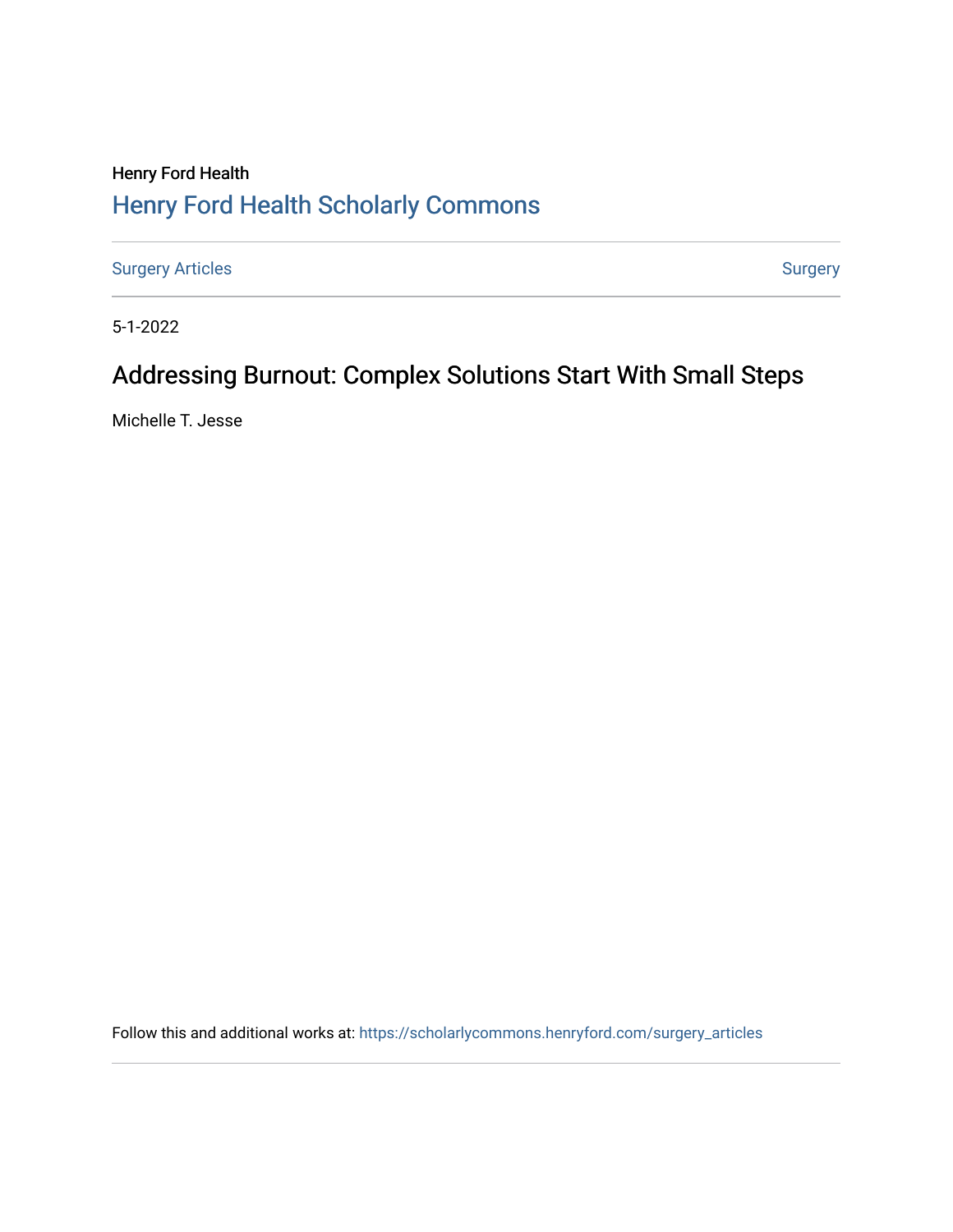Henry Ford Health

## Henry Ford Health Scholarly Commons

Surgery Articles | Surgery

5-1-2022

# Addressing Burnout: Complex Solutions Start With Small Steps

Michelle T. Jesse

Follow this and additional works at: https://scholarlycommons.henryford.com/surgery_articles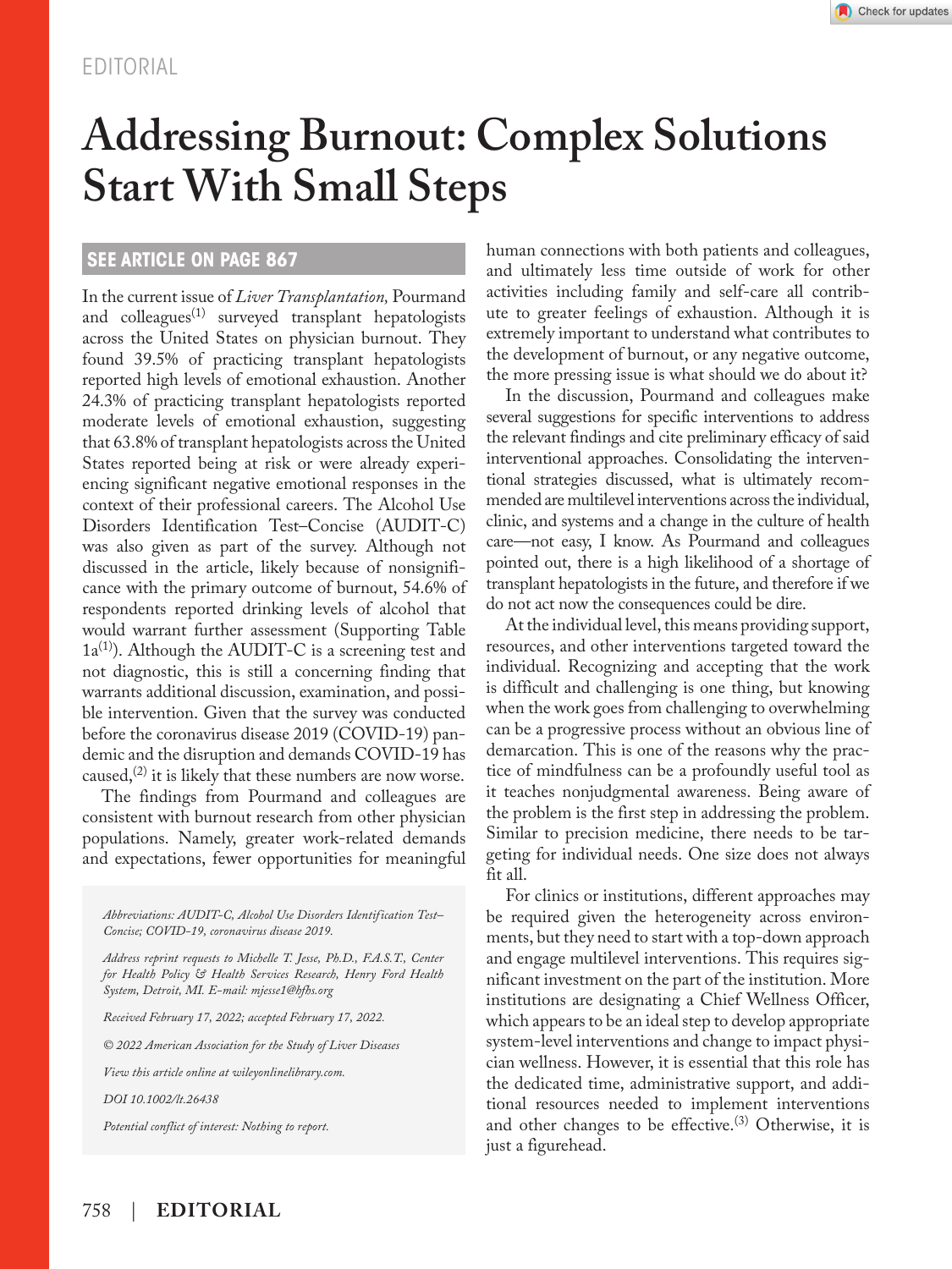EDITORIAL

# Addressing Burnout: Complex Solutions Start With Small Steps

**SEE ARTICLE ON PAGE 867**

In the current issue of *Liver Transplantation,* Pourmand and colleagues[1] surveyed transplant hepatologists across the United States on physician burnout. They found 39.5% of practicing transplant hepatologists reported high levels of emotional exhaustion. Another 24.3% of practicing transplant hepatologists reported moderate levels of emotional exhaustion, suggesting that 63.8% of transplant hepatologists across the United States reported being at risk or were already experiencing significant negative emotional responses in the context of their professional careers. The Alcohol Use Disorders Identification Test–Concise (AUDIT-C) was also given as part of the survey. Although not discussed in the article, likely because of nonsignificance with the primary outcome of burnout, 54.6% of respondents reported drinking levels of alcohol that would warrant further assessment (Supporting Table 1a[1]). Although the AUDIT-C is a screening test and not diagnostic, this is still a concerning finding that warrants additional discussion, examination, and possible intervention. Given that the survey was conducted before the coronavirus disease 2019 (COVID-19) pandemic and the disruption and demands COVID-19 has caused,[2] it is likely that these numbers are now worse.

The findings from Pourmand and colleagues are consistent with burnout research from other physician populations. Namely, greater work-related demands and expectations, fewer opportunities for meaningful human connections with both patients and colleagues, and ultimately less time outside of work for other activities including family and self-care all contribute to greater feelings of exhaustion. Although it is extremely important to understand what contributes to the development of burnout, or any negative outcome, the more pressing issue is what should we do about it?

In the discussion, Pourmand and colleagues make several suggestions for specific interventions to address the relevant findings and cite preliminary efficacy of said interventional approaches. Consolidating the interventional strategies discussed, what is ultimately recommended are multilevel interventions across the individual, clinic, and systems and a change in the culture of health care—not easy, I know. As Pourmand and colleagues pointed out, there is a high likelihood of a shortage of transplant hepatologists in the future, and therefore if we do not act now the consequences could be dire.

At the individual level, this means providing support, resources, and other interventions targeted toward the individual. Recognizing and accepting that the work is difficult and challenging is one thing, but knowing when the work goes from challenging to overwhelming can be a progressive process without an obvious line of demarcation. This is one of the reasons why the practice of mindfulness can be a profoundly useful tool as it teaches nonjudgmental awareness. Being aware of the problem is the first step in addressing the problem. Similar to precision medicine, there needs to be targeting for individual needs. One size does not always fit all.

For clinics or institutions, different approaches may be required given the heterogeneity across environments, but they need to start with a top-down approach and engage multilevel interventions. This requires significant investment on the part of the institution. More institutions are designating a Chief Wellness Officer, which appears to be an ideal step to develop appropriate system-level interventions and change to impact physician wellness. However, it is essential that this role has the dedicated time, administrative support, and additional resources needed to implement interventions and other changes to be effective.[3] Otherwise, it is just a figurehead.

---

*Abbreviations: AUDIT-C, Alcohol Use Disorders Identification Test–Concise; COVID-19, coronavirus disease 2019.*

*Address reprint requests to Michelle T. Jesse, Ph.D., F.A.S.T., Center for Health Policy & Health Services Research, Henry Ford Health System, Detroit, MI. E-mail: mjesse1@hfhs.org*

*Received February 17, 2022; accepted February 17, 2022.*

*© 2022 American Association for the Study of Liver Diseases*

*View this article online at wileyonlinelibrary.com.*

*DOI 10.1002/lt.26438*

*Potential conflict of interest: Nothing to report.*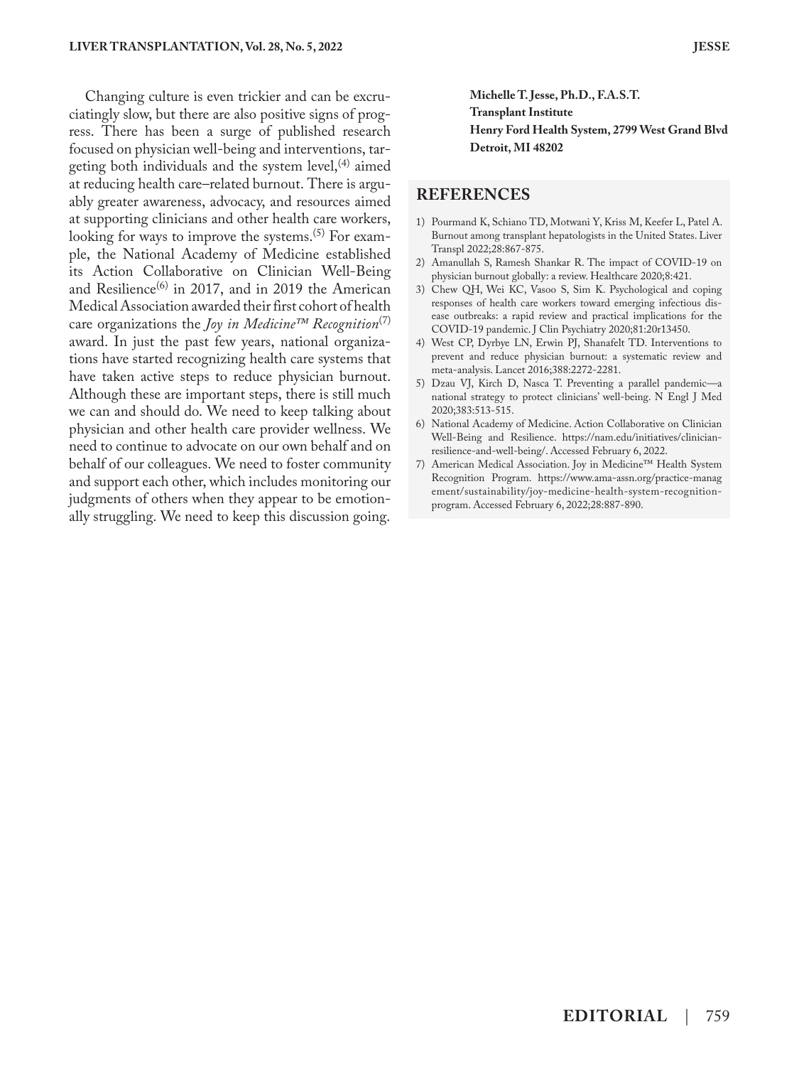Changing culture is even trickier and can be excruciatingly slow, but there are also positive signs of progress. There has been a surge of published research focused on physician well-being and interventions, targeting both individuals and the system level,[4] aimed at reducing health care–related burnout. There is arguably greater awareness, advocacy, and resources aimed at supporting clinicians and other health care workers, looking for ways to improve the systems.[5] For example, the National Academy of Medicine established its Action Collaborative on Clinician Well-Being and Resilience[6] in 2017, and in 2019 the American Medical Association awarded their first cohort of health care organizations the *Joy in Medicine™ Recognition*[7] award. In just the past few years, national organizations have started recognizing health care systems that have taken active steps to reduce physician burnout. Although these are important steps, there is still much we can and should do. We need to keep talking about physician and other health care provider wellness. We need to continue to advocate on our own behalf and on behalf of our colleagues. We need to foster community and support each other, which includes monitoring our judgments of others when they appear to be emotionally struggling. We need to keep this discussion going.

**Michelle T. Jesse, Ph.D., F.A.S.T.**
**Transplant Institute**
**Henry Ford Health System, 2799 West Grand Blvd**
**Detroit, MI 48202**

## REFERENCES

1) Pourmand K, Schiano TD, Motwani Y, Kriss M, Keefer L, Patel A. Burnout among transplant hepatologists in the United States. Liver Transpl 2022;28:867-875.
2) Amanullah S, Ramesh Shankar R. The impact of COVID-19 on physician burnout globally: a review. Healthcare 2020;8:421.
3) Chew QH, Wei KC, Vasoo S, Sim K. Psychological and coping responses of health care workers toward emerging infectious disease outbreaks: a rapid review and practical implications for the COVID-19 pandemic. J Clin Psychiatry 2020;81:20r13450.
4) West CP, Dyrbye LN, Erwin PJ, Shanafelt TD. Interventions to prevent and reduce physician burnout: a systematic review and meta-analysis. Lancet 2016;388:2272-2281.
5) Dzau VJ, Kirch D, Nasca T. Preventing a parallel pandemic—a national strategy to protect clinicians' well-being. N Engl J Med 2020;383:513-515.
6) National Academy of Medicine. Action Collaborative on Clinician Well-Being and Resilience. https://nam.edu/initiatives/clinician-resilience-and-well-being/. Accessed February 6, 2022.
7) American Medical Association. Joy in Medicine™ Health System Recognition Program. https://www.ama-assn.org/practice-management/sustainability/joy-medicine-health-system-recognition-program. Accessed February 6, 2022;28:887-890.